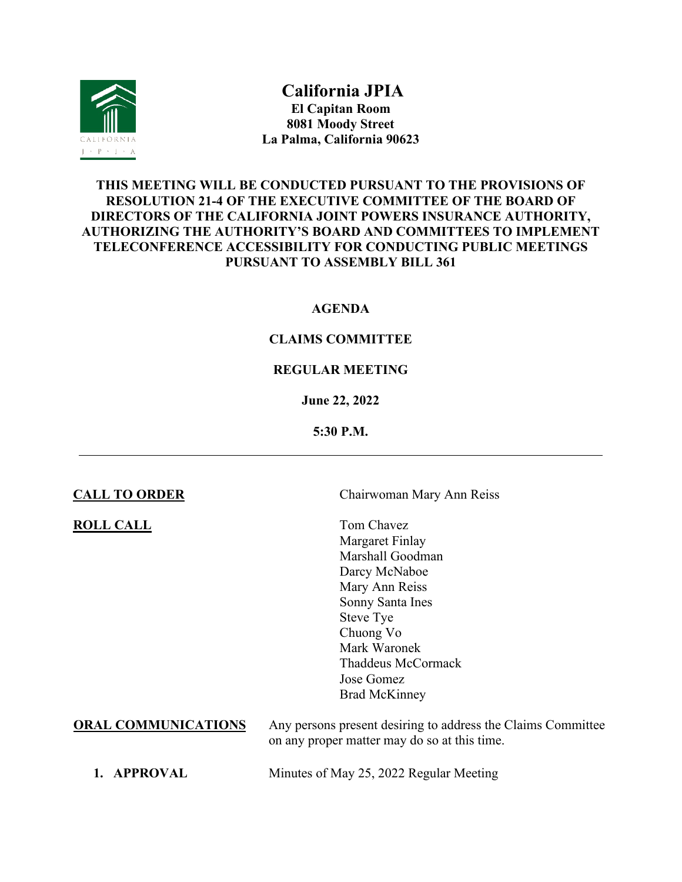# California JPIA

**El Capitan Room**
**8081 Moody Street**
**La Palma, California 90623**

**THIS MEETING WILL BE CONDUCTED PURSUANT TO THE PROVISIONS OF RESOLUTION 21-4 OF THE EXECUTIVE COMMITTEE OF THE BOARD OF DIRECTORS OF THE CALIFORNIA JOINT POWERS INSURANCE AUTHORITY, AUTHORIZING THE AUTHORITY'S BOARD AND COMMITTEES TO IMPLEMENT TELECONFERENCE ACCESSIBILITY FOR CONDUCTING PUBLIC MEETINGS PURSUANT TO ASSEMBLY BILL 361**

**AGENDA**

**CLAIMS COMMITTEE**

**REGULAR MEETING**

**June 22, 2022**

**5:30 P.M.**

---

**CALL TO ORDER** — Chairwoman Mary Ann Reiss

**ROLL CALL**

- Tom Chavez
- Margaret Finlay
- Marshall Goodman
- Darcy McNaboe
- Mary Ann Reiss
- Sonny Santa Ines
- Steve Tye
- Chuong Vo
- Mark Waronek
- Thaddeus McCormack
- Jose Gomez
- Brad McKinney

**ORAL COMMUNICATIONS** — Any persons present desiring to address the Claims Committee on any proper matter may do so at this time.

1. **APPROVAL** — Minutes of May 25, 2022 Regular Meeting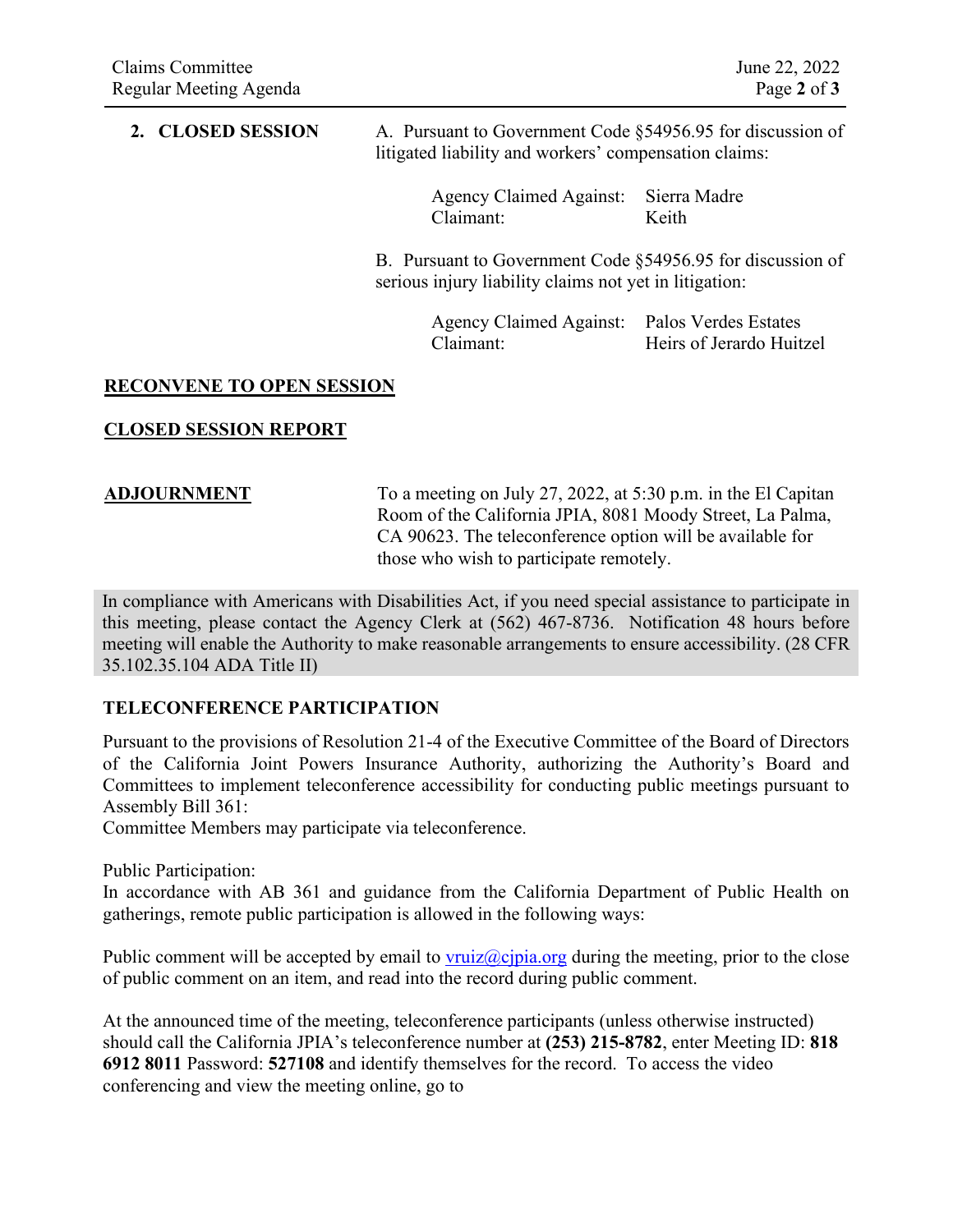**2. CLOSED SESSION**

A. Pursuant to Government Code §54956.95 for discussion of litigated liability and workers' compensation claims:

Agency Claimed Against: Sierra Madre
Claimant: Keith

B. Pursuant to Government Code §54956.95 for discussion of serious injury liability claims not yet in litigation:

Agency Claimed Against: Palos Verdes Estates
Claimant: Heirs of Jerardo Huitzel

**RECONVENE TO OPEN SESSION**

**CLOSED SESSION REPORT**

**ADJOURNMENT**

To a meeting on July 27, 2022, at 5:30 p.m. in the El Capitan Room of the California JPIA, 8081 Moody Street, La Palma, CA 90623. The teleconference option will be available for those who wish to participate remotely.

In compliance with Americans with Disabilities Act, if you need special assistance to participate in this meeting, please contact the Agency Clerk at (562) 467-8736. Notification 48 hours before meeting will enable the Authority to make reasonable arrangements to ensure accessibility. (28 CFR 35.102.35.104 ADA Title II)

**TELECONFERENCE PARTICIPATION**

Pursuant to the provisions of Resolution 21-4 of the Executive Committee of the Board of Directors of the California Joint Powers Insurance Authority, authorizing the Authority's Board and Committees to implement teleconference accessibility for conducting public meetings pursuant to Assembly Bill 361:
Committee Members may participate via teleconference.

Public Participation:
In accordance with AB 361 and guidance from the California Department of Public Health on gatherings, remote public participation is allowed in the following ways:

Public comment will be accepted by email to vruiz@cjpia.org during the meeting, prior to the close of public comment on an item, and read into the record during public comment.

At the announced time of the meeting, teleconference participants (unless otherwise instructed) should call the California JPIA's teleconference number at **(253) 215-8782**, enter Meeting ID: **818 6912 8011** Password: **527108** and identify themselves for the record. To access the video conferencing and view the meeting online, go to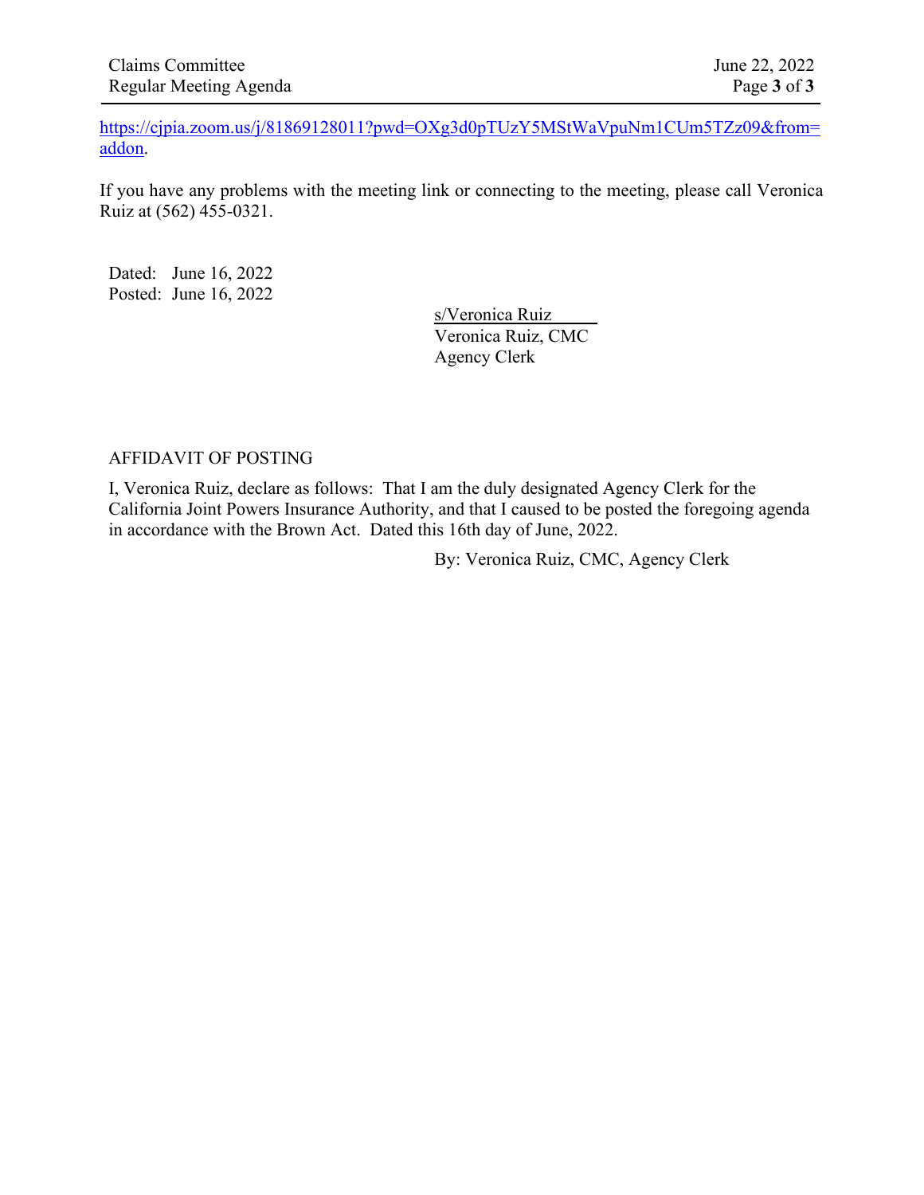https://cjpia.zoom.us/j/81869128011?pwd=OXg3d0pTUzY5MStWaVpuNm1CUm5TZz09&from=addon.

If you have any problems with the meeting link or connecting to the meeting, please call Veronica Ruiz at (562) 455-0321.

Dated: June 16, 2022
Posted: June 16, 2022

s/Veronica Ruiz
Veronica Ruiz, CMC
Agency Clerk

AFFIDAVIT OF POSTING

I, Veronica Ruiz, declare as follows: That I am the duly designated Agency Clerk for the California Joint Powers Insurance Authority, and that I caused to be posted the foregoing agenda in accordance with the Brown Act. Dated this 16th day of June, 2022.

By: Veronica Ruiz, CMC, Agency Clerk